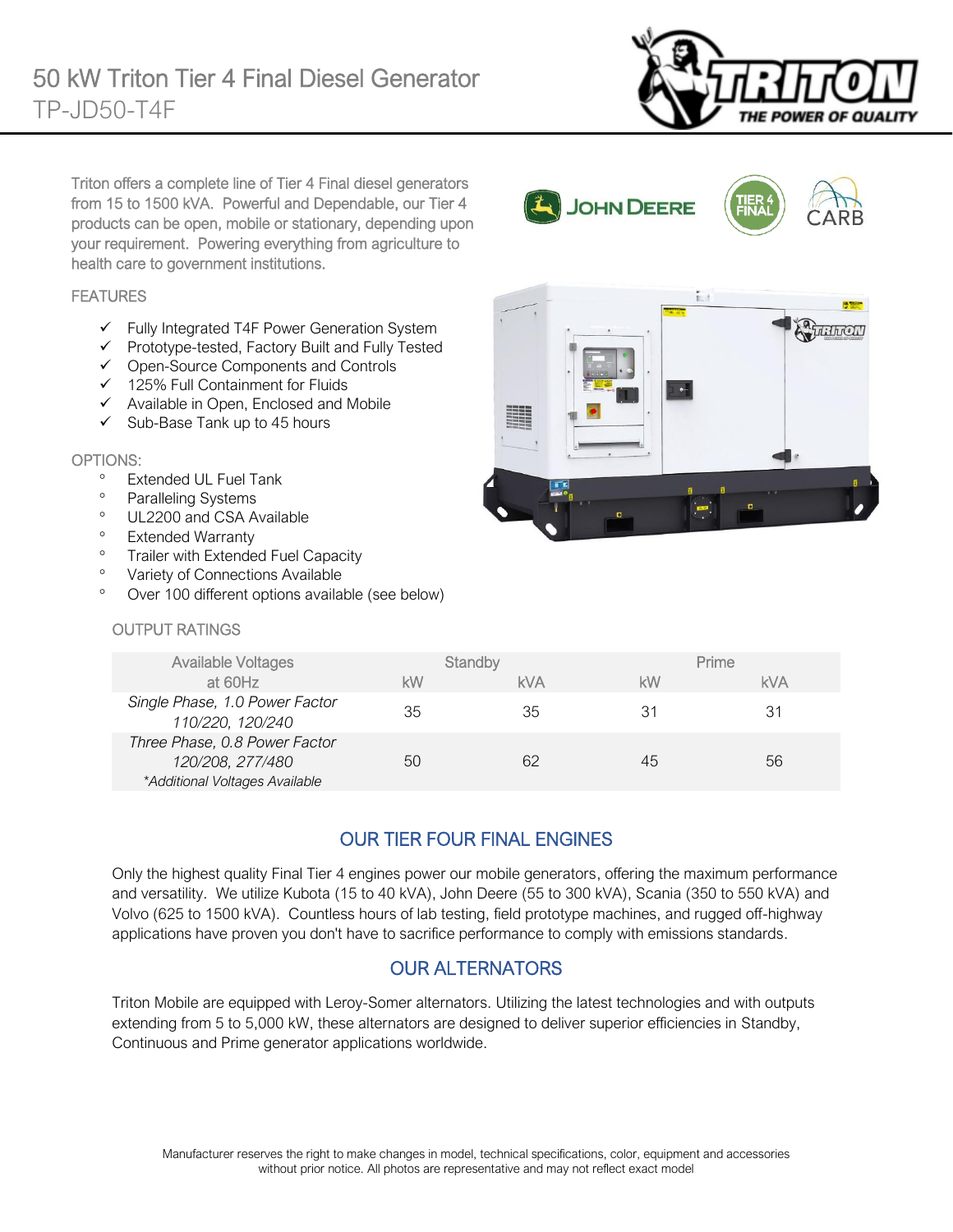# 50 kW Triton Tier 4 Final Diesel Generator

## TP-JD50-T4F

Triton offers a complete line of Tier 4 Final diesel generators from 15 to 1500 kVA. Powerful and Dependable, our Tier 4 products can be open, mobile or stationary, depending upon your requirement. Powering everything from agriculture to health care to government institutions.

### FEATURES

- ✓ Fully Integrated T4F Power Generation System
- ✓ Prototype-tested, Factory Built and Fully Tested
- ✓ Open-Source Components and Controls
- ✓ 125% Full Containment for Fluids
- ✓ Available in Open, Enclosed and Mobile
- ✓ Sub-Base Tank up to 45 hours

### OPTIONS:

- Extended UL Fuel Tank
- Paralleling Systems
- UL2200 and CSA Available
- Extended Warranty
- Trailer with Extended Fuel Capacity
- Variety of Connections Available
- Over 100 different options available (see below)

### OUTPUT RATINGS

| Available Voltages at 60Hz | Standby kW | Standby kVA | Prime kW | Prime kVA |
|---|---|---|---|---|
| *Single Phase, 1.0 Power Factor 110/220, 120/240* | 35 | 35 | 31 | 31 |
| *Three Phase, 0.8 Power Factor 120/208, 277/480 \*Additional Voltages Available* | 50 | 62 | 45 | 56 |

## OUR TIER FOUR FINAL ENGINES

Only the highest quality Final Tier 4 engines power our mobile generators, offering the maximum performance and versatility. We utilize Kubota (15 to 40 kVA), John Deere (55 to 300 kVA), Scania (350 to 550 kVA) and Volvo (625 to 1500 kVA). Countless hours of lab testing, field prototype machines, and rugged off-highway applications have proven you don't have to sacrifice performance to comply with emissions standards.

## OUR ALTERNATORS

Triton Mobile are equipped with Leroy-Somer alternators. Utilizing the latest technologies and with outputs extending from 5 to 5,000 kW, these alternators are designed to deliver superior efficiencies in Standby, Continuous and Prime generator applications worldwide.

Manufacturer reserves the right to make changes in model, technical specifications, color, equipment and accessories without prior notice. All photos are representative and may not reflect exact model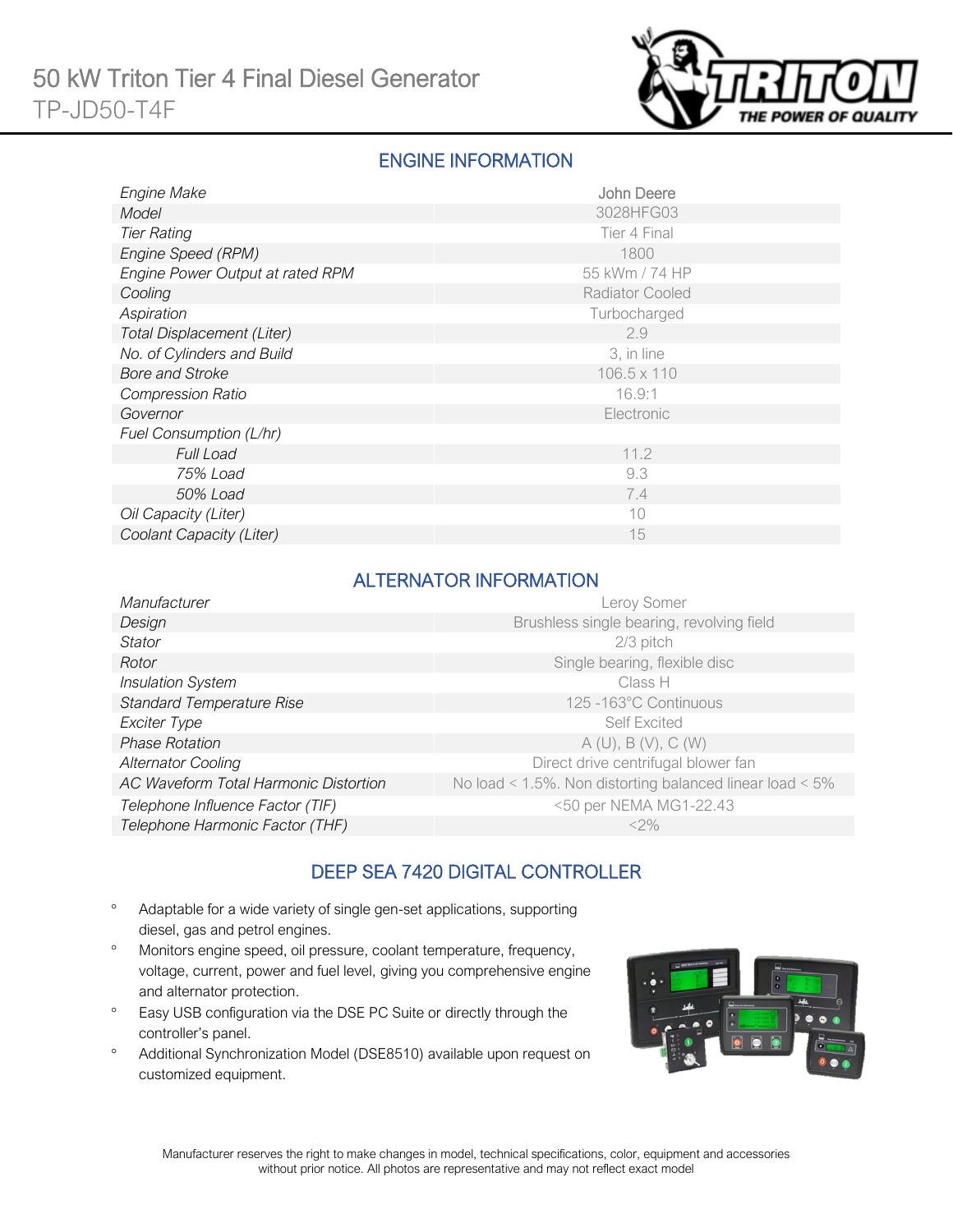# 50 kW Triton Tier 4 Final Diesel Generator
TP-JD50-T4F

## ENGINE INFORMATION

| | |
|---|---|
| *Engine Make* | John Deere |
| *Model* | 3028HFG03 |
| *Tier Rating* | Tier 4 Final |
| *Engine Speed (RPM)* | 1800 |
| *Engine Power Output at rated RPM* | 55 kWm / 74 HP |
| *Cooling* | Radiator Cooled |
| *Aspiration* | Turbocharged |
| *Total Displacement (Liter)* | 2.9 |
| *No. of Cylinders and Build* | 3, in line |
| *Bore and Stroke* | 106.5 x 110 |
| *Compression Ratio* | 16.9:1 |
| *Governor* | Electronic |
| *Fuel Consumption (L/hr)* | |
| *Full Load* | 11.2 |
| *75% Load* | 9.3 |
| *50% Load* | 7.4 |
| *Oil Capacity (Liter)* | 10 |
| *Coolant Capacity (Liter)* | 15 |

## ALTERNATOR INFORMATION

| | |
|---|---|
| *Manufacturer* | Leroy Somer |
| *Design* | Brushless single bearing, revolving field |
| *Stator* | 2/3 pitch |
| *Rotor* | Single bearing, flexible disc |
| *Insulation System* | Class H |
| *Standard Temperature Rise* | 125 -163°C Continuous |
| *Exciter Type* | Self Excited |
| *Phase Rotation* | A (U), B (V), C (W) |
| *Alternator Cooling* | Direct drive centrifugal blower fan |
| *AC Waveform Total Harmonic Distortion* | No load < 1.5%. Non distorting balanced linear load < 5% |
| *Telephone Influence Factor (TIF)* | <50 per NEMA MG1-22.43 |
| *Telephone Harmonic Factor (THF)* | <2% |

## DEEP SEA 7420 DIGITAL CONTROLLER

- Adaptable for a wide variety of single gen-set applications, supporting diesel, gas and petrol engines.
- Monitors engine speed, oil pressure, coolant temperature, frequency, voltage, current, power and fuel level, giving you comprehensive engine and alternator protection.
- Easy USB configuration via the DSE PC Suite or directly through the controller's panel.
- Additional Synchronization Model (DSE8510) available upon request on customized equipment.

Manufacturer reserves the right to make changes in model, technical specifications, color, equipment and accessories without prior notice. All photos are representative and may not reflect exact model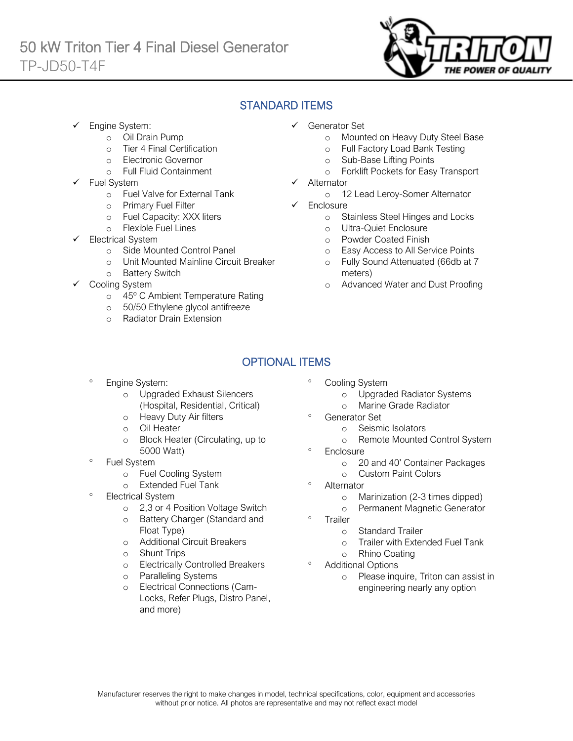# 50 kW Triton Tier 4 Final Diesel Generator

TP-JD50-T4F

## STANDARD ITEMS

- ✓ Engine System:
  - Oil Drain Pump
  - Tier 4 Final Certification
  - Electronic Governor
  - Full Fluid Containment
- ✓ Fuel System
  - Fuel Valve for External Tank
  - Primary Fuel Filter
  - Fuel Capacity: XXX liters
  - Flexible Fuel Lines
- ✓ Electrical System
  - Side Mounted Control Panel
  - Unit Mounted Mainline Circuit Breaker
  - Battery Switch
- ✓ Cooling System
  - 45º C Ambient Temperature Rating
  - 50/50 Ethylene glycol antifreeze
  - Radiator Drain Extension
- ✓ Generator Set
  - Mounted on Heavy Duty Steel Base
  - Full Factory Load Bank Testing
  - Sub-Base Lifting Points
  - Forklift Pockets for Easy Transport
- ✓ Alternator
  - 12 Lead Leroy-Somer Alternator
- ✓ Enclosure
  - Stainless Steel Hinges and Locks
  - Ultra-Quiet Enclosure
  - Powder Coated Finish
  - Easy Access to All Service Points
  - Fully Sound Attenuated (66db at 7 meters)
  - Advanced Water and Dust Proofing

## OPTIONAL ITEMS

- Engine System:
  - Upgraded Exhaust Silencers (Hospital, Residential, Critical)
  - Heavy Duty Air filters
  - Oil Heater
  - Block Heater (Circulating, up to 5000 Watt)
- Fuel System
  - Fuel Cooling System
  - Extended Fuel Tank
- Electrical System
  - 2,3 or 4 Position Voltage Switch
  - Battery Charger (Standard and Float Type)
  - Additional Circuit Breakers
  - Shunt Trips
  - Electrically Controlled Breakers
  - Paralleling Systems
  - Electrical Connections (Cam-Locks, Refer Plugs, Distro Panel, and more)
- Cooling System
  - Upgraded Radiator Systems
  - Marine Grade Radiator
- Generator Set
  - Seismic Isolators
  - Remote Mounted Control System
- Enclosure
  - 20 and 40' Container Packages
  - Custom Paint Colors
- Alternator
  - Marinization (2-3 times dipped)
  - Permanent Magnetic Generator
- Trailer
  - Standard Trailer
  - Trailer with Extended Fuel Tank
  - Rhino Coating
- Additional Options
  - Please inquire, Triton can assist in engineering nearly any option

Manufacturer reserves the right to make changes in model, technical specifications, color, equipment and accessories without prior notice. All photos are representative and may not reflect exact model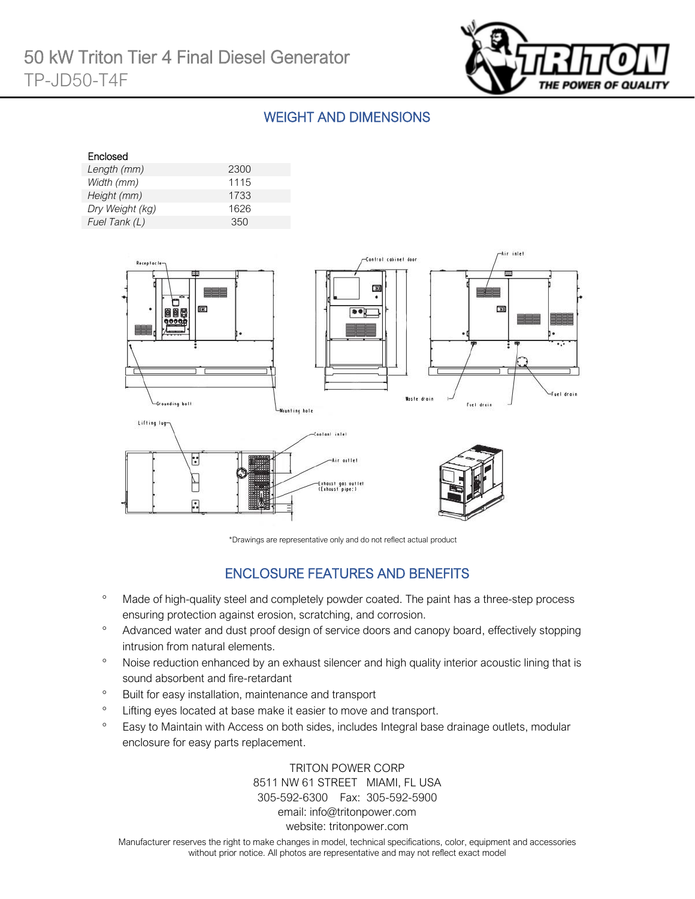# 50 kW Triton Tier 4 Final Diesel Generator

TP-JD50-T4F

## WEIGHT AND DIMENSIONS

| Enclosed | |
|---|---|
| *Length (mm)* | 2300 |
| *Width (mm)* | 1115 |
| *Height (mm)* | 1733 |
| *Dry Weight (kg)* | 1626 |
| *Fuel Tank (L)* | 350 |

Receptacle
Control cabinet door
Air inlet
Grounding bolt
Mounting hole
Waste drain
Fuel drain
Fuel drain
Lifting lug
Coolant inlet
Air outlet
Exhaust gas outlet (Exhaust pipe:)

*Drawings are representative only and do not reflect actual product

## ENCLOSURE FEATURES AND BENEFITS

- Made of high-quality steel and completely powder coated. The paint has a three-step process ensuring protection against erosion, scratching, and corrosion.
- Advanced water and dust proof design of service doors and canopy board, effectively stopping intrusion from natural elements.
- Noise reduction enhanced by an exhaust silencer and high quality interior acoustic lining that is sound absorbent and fire-retardant
- Built for easy installation, maintenance and transport
- Lifting eyes located at base make it easier to move and transport.
- Easy to Maintain with Access on both sides, includes Integral base drainage outlets, modular enclosure for easy parts replacement.

TRITON POWER CORP
8511 NW 61 STREET MIAMI, FL USA
305-592-6300 Fax: 305-592-5900
email: info@tritonpower.com
website: tritonpower.com

Manufacturer reserves the right to make changes in model, technical specifications, color, equipment and accessories without prior notice. All photos are representative and may not reflect exact model